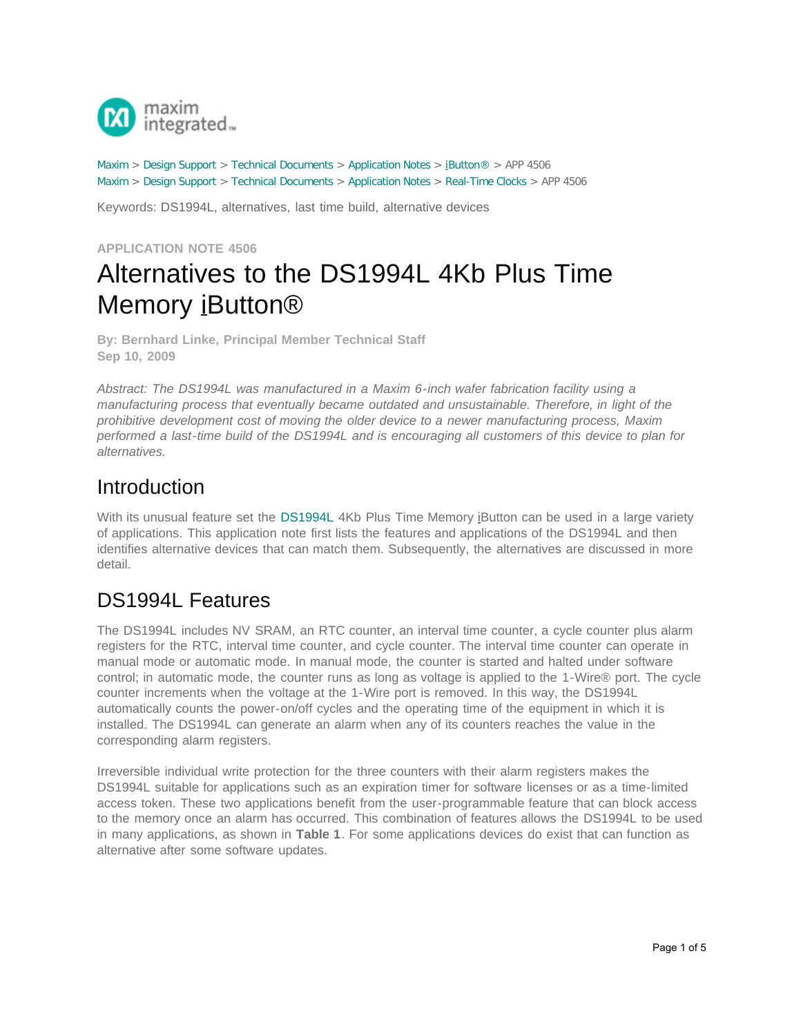Maxim > Design Support > Technical Documents > Application Notes > iButton® > APP 4506
Maxim > Design Support > Technical Documents > Application Notes > Real-Time Clocks > APP 4506

Keywords: DS1994L, alternatives, last time build, alternative devices

**APPLICATION NOTE 4506**

# Alternatives to the DS1994L 4Kb Plus Time Memory iButton®

**By: Bernhard Linke, Principal Member Technical Staff**
**Sep 10, 2009**

*Abstract: The DS1994L was manufactured in a Maxim 6-inch wafer fabrication facility using a manufacturing process that eventually became outdated and unsustainable. Therefore, in light of the prohibitive development cost of moving the older device to a newer manufacturing process, Maxim performed a last-time build of the DS1994L and is encouraging all customers of this device to plan for alternatives.*

## Introduction

With its unusual feature set the DS1994L 4Kb Plus Time Memory iButton can be used in a large variety of applications. This application note first lists the features and applications of the DS1994L and then identifies alternative devices that can match them. Subsequently, the alternatives are discussed in more detail.

## DS1994L Features

The DS1994L includes NV SRAM, an RTC counter, an interval time counter, a cycle counter plus alarm registers for the RTC, interval time counter, and cycle counter. The interval time counter can operate in manual mode or automatic mode. In manual mode, the counter is started and halted under software control; in automatic mode, the counter runs as long as voltage is applied to the 1-Wire® port. The cycle counter increments when the voltage at the 1-Wire port is removed. In this way, the DS1994L automatically counts the power-on/off cycles and the operating time of the equipment in which it is installed. The DS1994L can generate an alarm when any of its counters reaches the value in the corresponding alarm registers.

Irreversible individual write protection for the three counters with their alarm registers makes the DS1994L suitable for applications such as an expiration timer for software licenses or as a time-limited access token. These two applications benefit from the user-programmable feature that can block access to the memory once an alarm has occurred. This combination of features allows the DS1994L to be used in many applications, as shown in **Table 1**. For some applications devices do exist that can function as alternative after some software updates.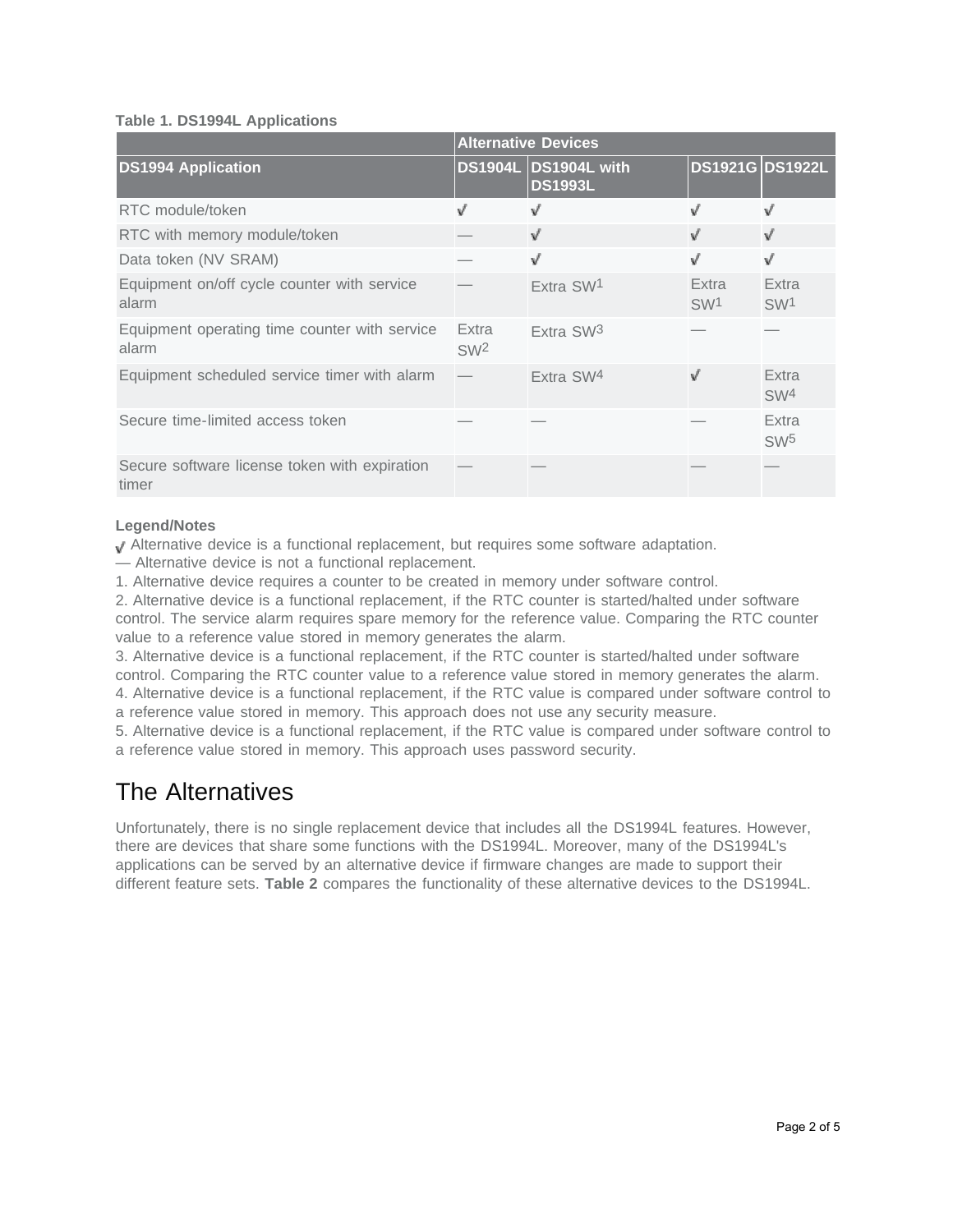**Table 1. DS1994L Applications**

| | Alternative Devices | | | |
|---|---|---|---|---|
| **DS1994 Application** | **DS1904L** | **DS1904L with DS1993L** | **DS1921G** | **DS1922L** |
| RTC module/token | √ | √ | √ | √ |
| RTC with memory module/token | — | √ | √ | √ |
| Data token (NV SRAM) | — | √ | √ | √ |
| Equipment on/off cycle counter with service alarm | — | Extra SW[1] | Extra SW[1] | Extra SW[1] |
| Equipment operating time counter with service alarm | Extra SW[2] | Extra SW[3] | — | — |
| Equipment scheduled service timer with alarm | — | Extra SW[4] | √ | Extra SW[4] |
| Secure time-limited access token | — | — | — | Extra SW[5] |
| Secure software license token with expiration timer | — | — | — | — |

**Legend/Notes**

√ Alternative device is a functional replacement, but requires some software adaptation.
— Alternative device is not a functional replacement.
1. Alternative device requires a counter to be created in memory under software control.
2. Alternative device is a functional replacement, if the RTC counter is started/halted under software control. The service alarm requires spare memory for the reference value. Comparing the RTC counter value to a reference value stored in memory generates the alarm.
3. Alternative device is a functional replacement, if the RTC counter is started/halted under software control. Comparing the RTC counter value to a reference value stored in memory generates the alarm.
4. Alternative device is a functional replacement, if the RTC value is compared under software control to a reference value stored in memory. This approach does not use any security measure.
5. Alternative device is a functional replacement, if the RTC value is compared under software control to a reference value stored in memory. This approach uses password security.

# The Alternatives

Unfortunately, there is no single replacement device that includes all the DS1994L features. However, there are devices that share some functions with the DS1994L. Moreover, many of the DS1994L's applications can be served by an alternative device if firmware changes are made to support their different feature sets. **Table 2** compares the functionality of these alternative devices to the DS1994L.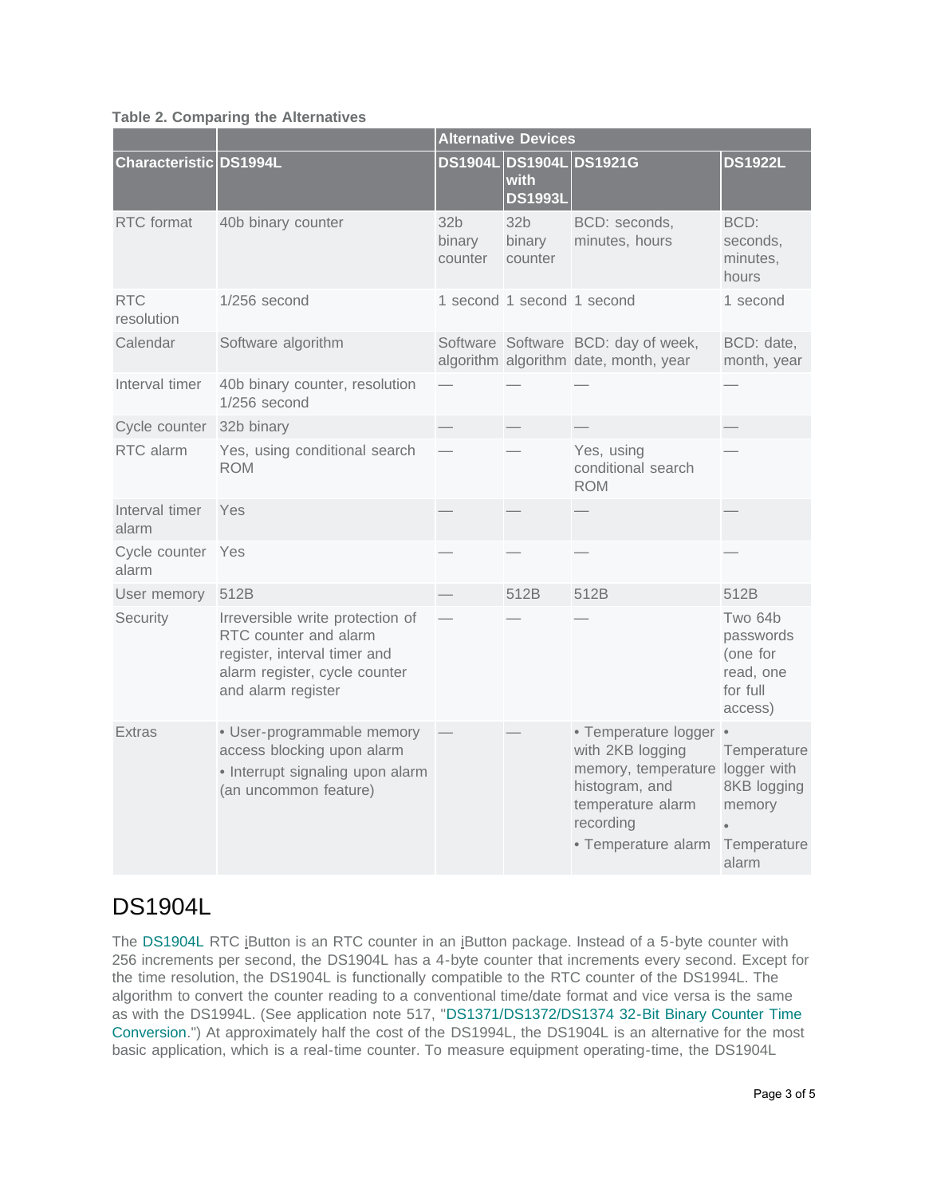**Table 2. Comparing the Alternatives**

| | | Alternative Devices | | | |
|---|---|---|---|---|---|
| **Characteristic** | **DS1994L** | **DS1904L** | **DS1904L with DS1993L** | **DS1921G** | **DS1922L** |
| RTC format | 40b binary counter | 32b binary counter | 32b binary counter | BCD: seconds, minutes, hours | BCD: seconds, minutes, hours |
| RTC resolution | 1/256 second | 1 second | 1 second | 1 second | 1 second |
| Calendar | Software algorithm | Software algorithm | Software algorithm | BCD: day of week, date, month, year | BCD: date, month, year |
| Interval timer | 40b binary counter, resolution 1/256 second | — | — | — | — |
| Cycle counter | 32b binary | — | — | — | — |
| RTC alarm | Yes, using conditional search ROM | — | — | Yes, using conditional search ROM | — |
| Interval timer alarm | Yes | — | — | — | — |
| Cycle counter alarm | Yes | — | — | — | — |
| User memory | 512B | — | 512B | 512B | 512B |
| Security | Irreversible write protection of RTC counter and alarm register, interval timer and alarm register, cycle counter and alarm register | — | — | — | Two 64b passwords (one for read, one for full access) |
| Extras | • User-programmable memory access blocking upon alarm<br>• Interrupt signaling upon alarm (an uncommon feature) | — | — | • Temperature logger with 2KB logging memory, temperature histogram, and temperature alarm recording<br>• Temperature alarm | • Temperature logger with 8KB logging memory<br>• Temperature alarm |

## DS1904L

The DS1904L RTC iButton is an RTC counter in an iButton package. Instead of a 5-byte counter with 256 increments per second, the DS1904L has a 4-byte counter that increments every second. Except for the time resolution, the DS1904L is functionally compatible to the RTC counter of the DS1994L. The algorithm to convert the counter reading to a conventional time/date format and vice versa is the same as with the DS1994L. (See application note 517, "DS1371/DS1372/DS1374 32-Bit Binary Counter Time Conversion.") At approximately half the cost of the DS1994L, the DS1904L is an alternative for the most basic application, which is a real-time counter. To measure equipment operating-time, the DS1904L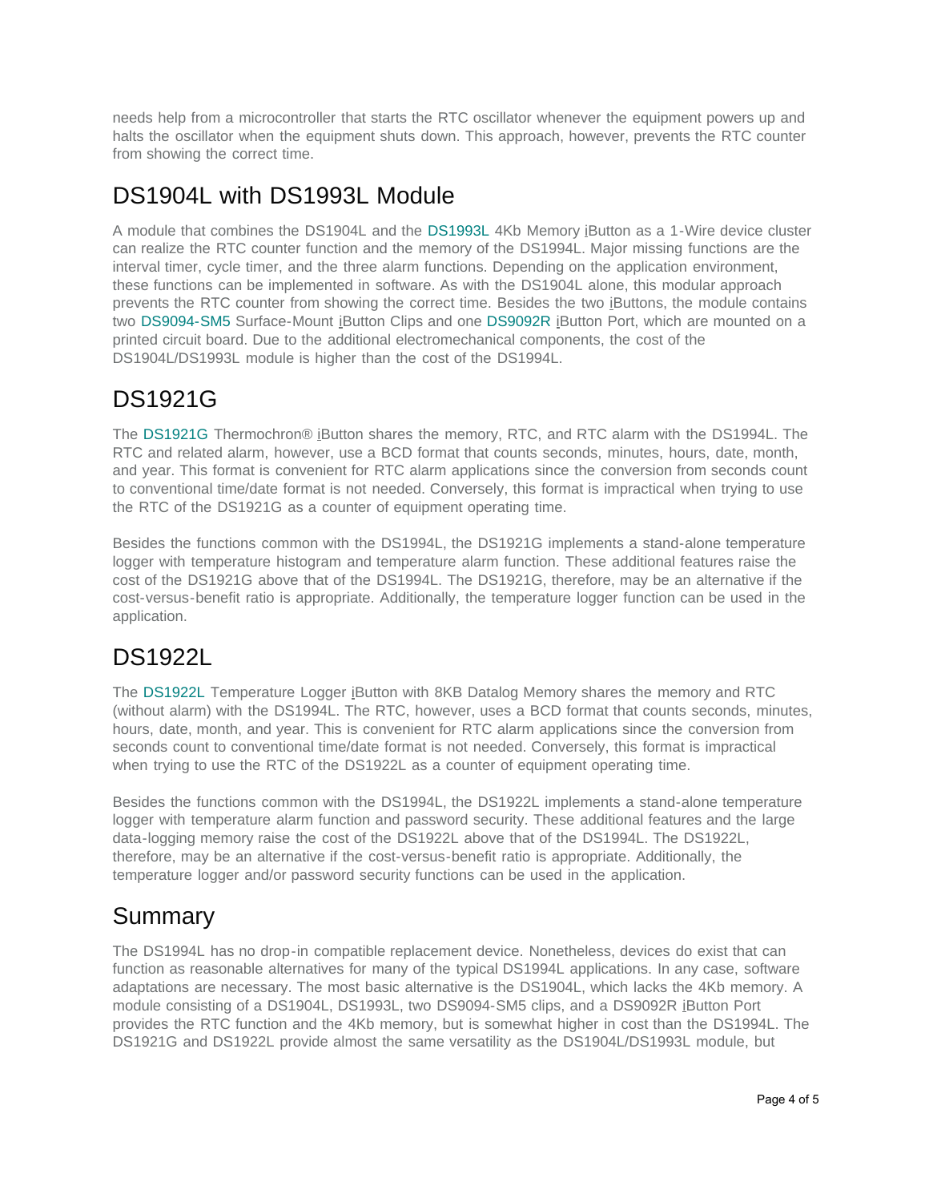needs help from a microcontroller that starts the RTC oscillator whenever the equipment powers up and halts the oscillator when the equipment shuts down. This approach, however, prevents the RTC counter from showing the correct time.

## DS1904L with DS1993L Module

A module that combines the DS1904L and the DS1993L 4Kb Memory iButton as a 1-Wire device cluster can realize the RTC counter function and the memory of the DS1994L. Major missing functions are the interval timer, cycle timer, and the three alarm functions. Depending on the application environment, these functions can be implemented in software. As with the DS1904L alone, this modular approach prevents the RTC counter from showing the correct time. Besides the two iButtons, the module contains two DS9094-SM5 Surface-Mount iButton Clips and one DS9092R iButton Port, which are mounted on a printed circuit board. Due to the additional electromechanical components, the cost of the DS1904L/DS1993L module is higher than the cost of the DS1994L.

## DS1921G

The DS1921G Thermochron® iButton shares the memory, RTC, and RTC alarm with the DS1994L. The RTC and related alarm, however, use a BCD format that counts seconds, minutes, hours, date, month, and year. This format is convenient for RTC alarm applications since the conversion from seconds count to conventional time/date format is not needed. Conversely, this format is impractical when trying to use the RTC of the DS1921G as a counter of equipment operating time.

Besides the functions common with the DS1994L, the DS1921G implements a stand-alone temperature logger with temperature histogram and temperature alarm function. These additional features raise the cost of the DS1921G above that of the DS1994L. The DS1921G, therefore, may be an alternative if the cost-versus-benefit ratio is appropriate. Additionally, the temperature logger function can be used in the application.

## DS1922L

The DS1922L Temperature Logger iButton with 8KB Datalog Memory shares the memory and RTC (without alarm) with the DS1994L. The RTC, however, uses a BCD format that counts seconds, minutes, hours, date, month, and year. This is convenient for RTC alarm applications since the conversion from seconds count to conventional time/date format is not needed. Conversely, this format is impractical when trying to use the RTC of the DS1922L as a counter of equipment operating time.

Besides the functions common with the DS1994L, the DS1922L implements a stand-alone temperature logger with temperature alarm function and password security. These additional features and the large data-logging memory raise the cost of the DS1922L above that of the DS1994L. The DS1922L, therefore, may be an alternative if the cost-versus-benefit ratio is appropriate. Additionally, the temperature logger and/or password security functions can be used in the application.

## Summary

The DS1994L has no drop-in compatible replacement device. Nonetheless, devices do exist that can function as reasonable alternatives for many of the typical DS1994L applications. In any case, software adaptations are necessary. The most basic alternative is the DS1904L, which lacks the 4Kb memory. A module consisting of a DS1904L, DS1993L, two DS9094-SM5 clips, and a DS9092R iButton Port provides the RTC function and the 4Kb memory, but is somewhat higher in cost than the DS1994L. The DS1921G and DS1922L provide almost the same versatility as the DS1904L/DS1993L module, but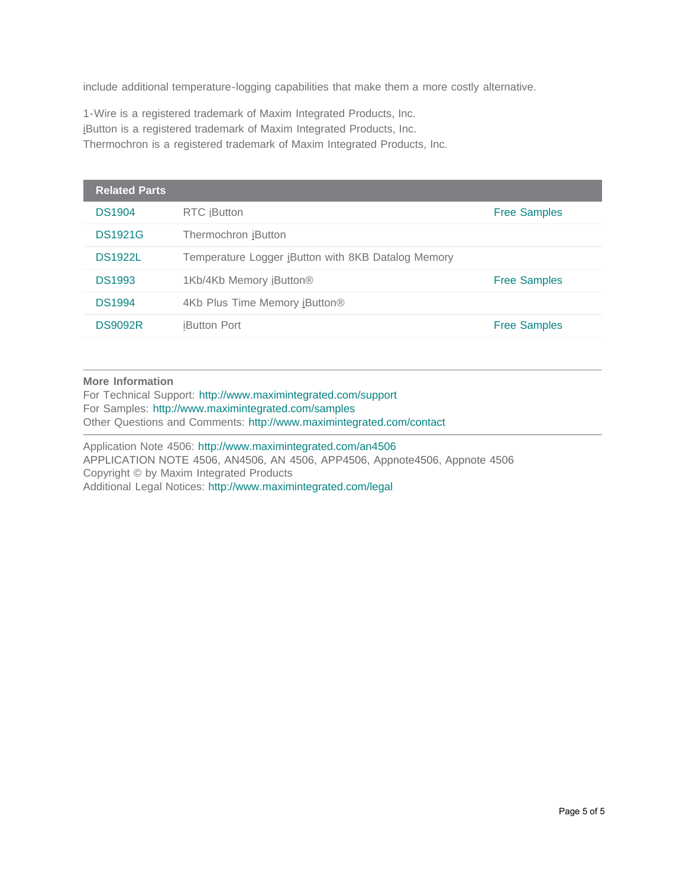include additional temperature-logging capabilities that make them a more costly alternative.

1-Wire is a registered trademark of Maxim Integrated Products, Inc.
iButton is a registered trademark of Maxim Integrated Products, Inc.
Thermochron is a registered trademark of Maxim Integrated Products, Inc.

| Related Parts | | |
| --- | --- | --- |
| DS1904 | RTC iButton | Free Samples |
| DS1921G | Thermochron iButton | |
| DS1922L | Temperature Logger iButton with 8KB Datalog Memory | |
| DS1993 | 1Kb/4Kb Memory iButton® | Free Samples |
| DS1994 | 4Kb Plus Time Memory iButton® | |
| DS9092R | iButton Port | Free Samples |

**More Information**
For Technical Support: http://www.maximintegrated.com/support
For Samples: http://www.maximintegrated.com/samples
Other Questions and Comments: http://www.maximintegrated.com/contact

Application Note 4506: http://www.maximintegrated.com/an4506
APPLICATION NOTE 4506, AN4506, AN 4506, APP4506, Appnote4506, Appnote 4506
Copyright © by Maxim Integrated Products
Additional Legal Notices: http://www.maximintegrated.com/legal